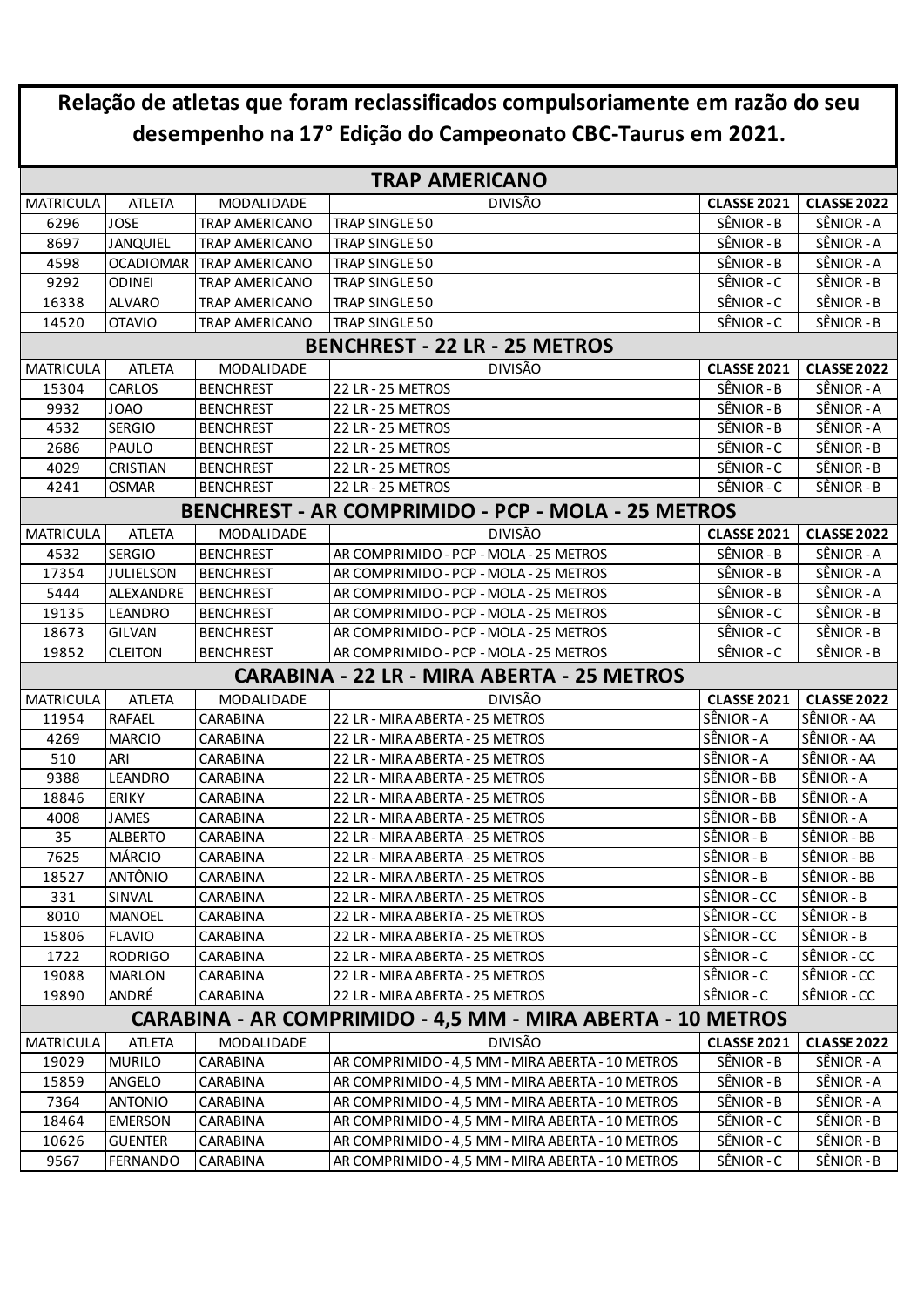# Relação de atletas que foram reclassificados compulsoriamente em razão do seu desempenho na 17° Edição do Campeonato CBC-Taurus em 2021.

## TRAP AMERICANO

| MATRICULA | ATLETA | MODALIDADE | DIVISÃO | CLASSE 2021 | CLASSE 2022 |
|---|---|---|---|---|---|
| 6296 | JOSE | TRAP AMERICANO | TRAP SINGLE 50 | SÊNIOR - B | SÊNIOR - A |
| 8697 | JANQUIEL | TRAP AMERICANO | TRAP SINGLE 50 | SÊNIOR - B | SÊNIOR - A |
| 4598 | OCADIOMAR | TRAP AMERICANO | TRAP SINGLE 50 | SÊNIOR - B | SÊNIOR - A |
| 9292 | ODINEI | TRAP AMERICANO | TRAP SINGLE 50 | SÊNIOR - C | SÊNIOR - B |
| 16338 | ALVARO | TRAP AMERICANO | TRAP SINGLE 50 | SÊNIOR - C | SÊNIOR - B |
| 14520 | OTAVIO | TRAP AMERICANO | TRAP SINGLE 50 | SÊNIOR - C | SÊNIOR - B |

## BENCHREST - 22 LR - 25 METROS

| MATRICULA | ATLETA | MODALIDADE | DIVISÃO | CLASSE 2021 | CLASSE 2022 |
|---|---|---|---|---|---|
| 15304 | CARLOS | BENCHREST | 22 LR - 25 METROS | SÊNIOR - B | SÊNIOR - A |
| 9932 | JOAO | BENCHREST | 22 LR - 25 METROS | SÊNIOR - B | SÊNIOR - A |
| 4532 | SERGIO | BENCHREST | 22 LR - 25 METROS | SÊNIOR - B | SÊNIOR - A |
| 2686 | PAULO | BENCHREST | 22 LR - 25 METROS | SÊNIOR - C | SÊNIOR - B |
| 4029 | CRISTIAN | BENCHREST | 22 LR - 25 METROS | SÊNIOR - C | SÊNIOR - B |
| 4241 | OSMAR | BENCHREST | 22 LR - 25 METROS | SÊNIOR - C | SÊNIOR - B |

## BENCHREST - AR COMPRIMIDO - PCP - MOLA - 25 METROS

| MATRICULA | ATLETA | MODALIDADE | DIVISÃO | CLASSE 2021 | CLASSE 2022 |
|---|---|---|---|---|---|
| 4532 | SERGIO | BENCHREST | AR COMPRIMIDO - PCP - MOLA - 25 METROS | SÊNIOR - B | SÊNIOR - A |
| 17354 | JULIELSON | BENCHREST | AR COMPRIMIDO - PCP - MOLA - 25 METROS | SÊNIOR - B | SÊNIOR - A |
| 5444 | ALEXANDRE | BENCHREST | AR COMPRIMIDO - PCP - MOLA - 25 METROS | SÊNIOR - B | SÊNIOR - A |
| 19135 | LEANDRO | BENCHREST | AR COMPRIMIDO - PCP - MOLA - 25 METROS | SÊNIOR - C | SÊNIOR - B |
| 18673 | GILVAN | BENCHREST | AR COMPRIMIDO - PCP - MOLA - 25 METROS | SÊNIOR - C | SÊNIOR - B |
| 19852 | CLEITON | BENCHREST | AR COMPRIMIDO - PCP - MOLA - 25 METROS | SÊNIOR - C | SÊNIOR - B |

## CARABINA - 22 LR - MIRA ABERTA - 25 METROS

| MATRICULA | ATLETA | MODALIDADE | DIVISÃO | CLASSE 2021 | CLASSE 2022 |
|---|---|---|---|---|---|
| 11954 | RAFAEL | CARABINA | 22 LR - MIRA ABERTA - 25 METROS | SÊNIOR - A | SÊNIOR - AA |
| 4269 | MARCIO | CARABINA | 22 LR - MIRA ABERTA - 25 METROS | SÊNIOR - A | SÊNIOR - AA |
| 510 | ARI | CARABINA | 22 LR - MIRA ABERTA - 25 METROS | SÊNIOR - A | SÊNIOR - AA |
| 9388 | LEANDRO | CARABINA | 22 LR - MIRA ABERTA - 25 METROS | SÊNIOR - BB | SÊNIOR - A |
| 18846 | ERIKY | CARABINA | 22 LR - MIRA ABERTA - 25 METROS | SÊNIOR - BB | SÊNIOR - A |
| 4008 | JAMES | CARABINA | 22 LR - MIRA ABERTA - 25 METROS | SÊNIOR - BB | SÊNIOR - A |
| 35 | ALBERTO | CARABINA | 22 LR - MIRA ABERTA - 25 METROS | SÊNIOR - B | SÊNIOR - BB |
| 7625 | MÁRCIO | CARABINA | 22 LR - MIRA ABERTA - 25 METROS | SÊNIOR - B | SÊNIOR - BB |
| 18527 | ANTÔNIO | CARABINA | 22 LR - MIRA ABERTA - 25 METROS | SÊNIOR - B | SÊNIOR - BB |
| 331 | SINVAL | CARABINA | 22 LR - MIRA ABERTA - 25 METROS | SÊNIOR - CC | SÊNIOR - B |
| 8010 | MANOEL | CARABINA | 22 LR - MIRA ABERTA - 25 METROS | SÊNIOR - CC | SÊNIOR - B |
| 15806 | FLAVIO | CARABINA | 22 LR - MIRA ABERTA - 25 METROS | SÊNIOR - CC | SÊNIOR - B |
| 1722 | RODRIGO | CARABINA | 22 LR - MIRA ABERTA - 25 METROS | SÊNIOR - C | SÊNIOR - CC |
| 19088 | MARLON | CARABINA | 22 LR - MIRA ABERTA - 25 METROS | SÊNIOR - C | SÊNIOR - CC |
| 19890 | ANDRÉ | CARABINA | 22 LR - MIRA ABERTA - 25 METROS | SÊNIOR - C | SÊNIOR - CC |

## CARABINA - AR COMPRIMIDO - 4,5 MM - MIRA ABERTA - 10 METROS

| MATRICULA | ATLETA | MODALIDADE | DIVISÃO | CLASSE 2021 | CLASSE 2022 |
|---|---|---|---|---|---|
| 19029 | MURILO | CARABINA | AR COMPRIMIDO - 4,5 MM - MIRA ABERTA - 10 METROS | SÊNIOR - B | SÊNIOR - A |
| 15859 | ANGELO | CARABINA | AR COMPRIMIDO - 4,5 MM - MIRA ABERTA - 10 METROS | SÊNIOR - B | SÊNIOR - A |
| 7364 | ANTONIO | CARABINA | AR COMPRIMIDO - 4,5 MM - MIRA ABERTA - 10 METROS | SÊNIOR - B | SÊNIOR - A |
| 18464 | EMERSON | CARABINA | AR COMPRIMIDO - 4,5 MM - MIRA ABERTA - 10 METROS | SÊNIOR - C | SÊNIOR - B |
| 10626 | GUENTER | CARABINA | AR COMPRIMIDO - 4,5 MM - MIRA ABERTA - 10 METROS | SÊNIOR - C | SÊNIOR - B |
| 9567 | FERNANDO | CARABINA | AR COMPRIMIDO - 4,5 MM - MIRA ABERTA - 10 METROS | SÊNIOR - C | SÊNIOR - B |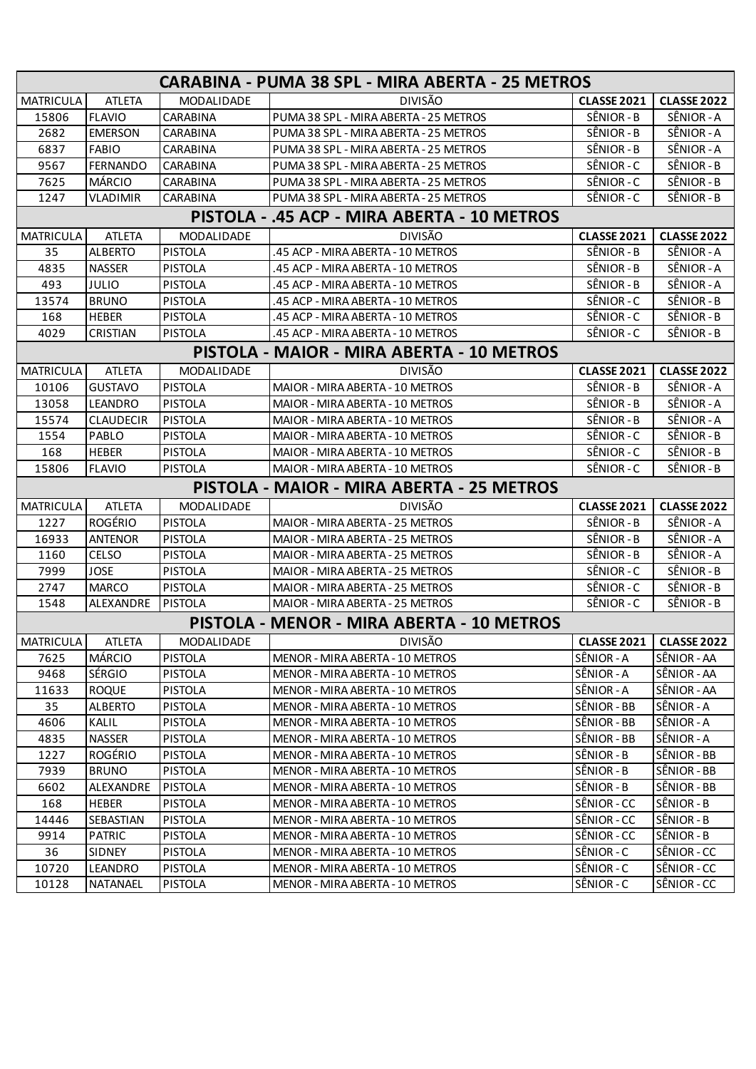| CARABINA - PUMA 38 SPL - MIRA ABERTA - 25 METROS | | | | | |
|---|---|---|---|---|---|
| MATRICULA | ATLETA | MODALIDADE | DIVISÃO | **CLASSE 2021** | **CLASSE 2022** |
| 15806 | FLAVIO | CARABINA | PUMA 38 SPL - MIRA ABERTA - 25 METROS | SÊNIOR - B | SÊNIOR - A |
| 2682 | EMERSON | CARABINA | PUMA 38 SPL - MIRA ABERTA - 25 METROS | SÊNIOR - B | SÊNIOR - A |
| 6837 | FABIO | CARABINA | PUMA 38 SPL - MIRA ABERTA - 25 METROS | SÊNIOR - B | SÊNIOR - A |
| 9567 | FERNANDO | CARABINA | PUMA 38 SPL - MIRA ABERTA - 25 METROS | SÊNIOR - C | SÊNIOR - B |
| 7625 | MÁRCIO | CARABINA | PUMA 38 SPL - MIRA ABERTA - 25 METROS | SÊNIOR - C | SÊNIOR - B |
| 1247 | VLADIMIR | CARABINA | PUMA 38 SPL - MIRA ABERTA - 25 METROS | SÊNIOR - C | SÊNIOR - B |

| PISTOLA - .45 ACP - MIRA ABERTA - 10 METROS | | | | | |
|---|---|---|---|---|---|
| MATRICULA | ATLETA | MODALIDADE | DIVISÃO | **CLASSE 2021** | **CLASSE 2022** |
| 35 | ALBERTO | PISTOLA | .45 ACP - MIRA ABERTA - 10 METROS | SÊNIOR - B | SÊNIOR - A |
| 4835 | NASSER | PISTOLA | .45 ACP - MIRA ABERTA - 10 METROS | SÊNIOR - B | SÊNIOR - A |
| 493 | JULIO | PISTOLA | .45 ACP - MIRA ABERTA - 10 METROS | SÊNIOR - B | SÊNIOR - A |
| 13574 | BRUNO | PISTOLA | .45 ACP - MIRA ABERTA - 10 METROS | SÊNIOR - C | SÊNIOR - B |
| 168 | HEBER | PISTOLA | .45 ACP - MIRA ABERTA - 10 METROS | SÊNIOR - C | SÊNIOR - B |
| 4029 | CRISTIAN | PISTOLA | .45 ACP - MIRA ABERTA - 10 METROS | SÊNIOR - C | SÊNIOR - B |

| PISTOLA - MAIOR - MIRA ABERTA - 10 METROS | | | | | |
|---|---|---|---|---|---|
| MATRICULA | ATLETA | MODALIDADE | DIVISÃO | **CLASSE 2021** | **CLASSE 2022** |
| 10106 | GUSTAVO | PISTOLA | MAIOR - MIRA ABERTA - 10 METROS | SÊNIOR - B | SÊNIOR - A |
| 13058 | LEANDRO | PISTOLA | MAIOR - MIRA ABERTA - 10 METROS | SÊNIOR - B | SÊNIOR - A |
| 15574 | CLAUDECIR | PISTOLA | MAIOR - MIRA ABERTA - 10 METROS | SÊNIOR - B | SÊNIOR - A |
| 1554 | PABLO | PISTOLA | MAIOR - MIRA ABERTA - 10 METROS | SÊNIOR - C | SÊNIOR - B |
| 168 | HEBER | PISTOLA | MAIOR - MIRA ABERTA - 10 METROS | SÊNIOR - C | SÊNIOR - B |
| 15806 | FLAVIO | PISTOLA | MAIOR - MIRA ABERTA - 10 METROS | SÊNIOR - C | SÊNIOR - B |

| PISTOLA - MAIOR - MIRA ABERTA - 25 METROS | | | | | |
|---|---|---|---|---|---|
| MATRICULA | ATLETA | MODALIDADE | DIVISÃO | **CLASSE 2021** | **CLASSE 2022** |
| 1227 | ROGÉRIO | PISTOLA | MAIOR - MIRA ABERTA - 25 METROS | SÊNIOR - B | SÊNIOR - A |
| 16933 | ANTENOR | PISTOLA | MAIOR - MIRA ABERTA - 25 METROS | SÊNIOR - B | SÊNIOR - A |
| 1160 | CELSO | PISTOLA | MAIOR - MIRA ABERTA - 25 METROS | SÊNIOR - B | SÊNIOR - A |
| 7999 | JOSE | PISTOLA | MAIOR - MIRA ABERTA - 25 METROS | SÊNIOR - C | SÊNIOR - B |
| 2747 | MARCO | PISTOLA | MAIOR - MIRA ABERTA - 25 METROS | SÊNIOR - C | SÊNIOR - B |
| 1548 | ALEXANDRE | PISTOLA | MAIOR - MIRA ABERTA - 25 METROS | SÊNIOR - C | SÊNIOR - B |

| PISTOLA - MENOR - MIRA ABERTA - 10 METROS | | | | | |
|---|---|---|---|---|---|
| MATRICULA | ATLETA | MODALIDADE | DIVISÃO | **CLASSE 2021** | **CLASSE 2022** |
| 7625 | MÁRCIO | PISTOLA | MENOR - MIRA ABERTA - 10 METROS | SÊNIOR - A | SÊNIOR - AA |
| 9468 | SÉRGIO | PISTOLA | MENOR - MIRA ABERTA - 10 METROS | SÊNIOR - A | SÊNIOR - AA |
| 11633 | ROQUE | PISTOLA | MENOR - MIRA ABERTA - 10 METROS | SÊNIOR - A | SÊNIOR - AA |
| 35 | ALBERTO | PISTOLA | MENOR - MIRA ABERTA - 10 METROS | SÊNIOR - BB | SÊNIOR - A |
| 4606 | KALIL | PISTOLA | MENOR - MIRA ABERTA - 10 METROS | SÊNIOR - BB | SÊNIOR - A |
| 4835 | NASSER | PISTOLA | MENOR - MIRA ABERTA - 10 METROS | SÊNIOR - BB | SÊNIOR - A |
| 1227 | ROGÉRIO | PISTOLA | MENOR - MIRA ABERTA - 10 METROS | SÊNIOR - B | SÊNIOR - BB |
| 7939 | BRUNO | PISTOLA | MENOR - MIRA ABERTA - 10 METROS | SÊNIOR - B | SÊNIOR - BB |
| 6602 | ALEXANDRE | PISTOLA | MENOR - MIRA ABERTA - 10 METROS | SÊNIOR - B | SÊNIOR - BB |
| 168 | HEBER | PISTOLA | MENOR - MIRA ABERTA - 10 METROS | SÊNIOR - CC | SÊNIOR - B |
| 14446 | SEBASTIAN | PISTOLA | MENOR - MIRA ABERTA - 10 METROS | SÊNIOR - CC | SÊNIOR - B |
| 9914 | PATRIC | PISTOLA | MENOR - MIRA ABERTA - 10 METROS | SÊNIOR - CC | SÊNIOR - B |
| 36 | SIDNEY | PISTOLA | MENOR - MIRA ABERTA - 10 METROS | SÊNIOR - C | SÊNIOR - CC |
| 10720 | LEANDRO | PISTOLA | MENOR - MIRA ABERTA - 10 METROS | SÊNIOR - C | SÊNIOR - CC |
| 10128 | NATANAEL | PISTOLA | MENOR - MIRA ABERTA - 10 METROS | SÊNIOR - C | SÊNIOR - CC |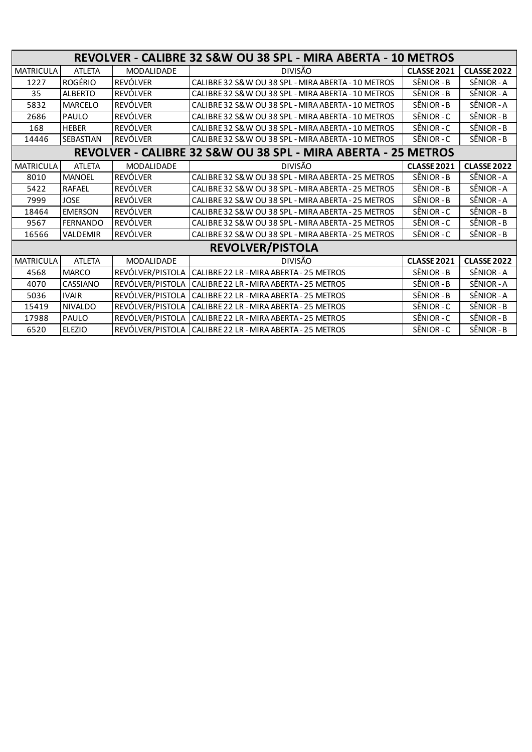## REVOLVER - CALIBRE 32 S&W OU 38 SPL - MIRA ABERTA - 10 METROS

| MATRICULA | ATLETA | MODALIDADE | DIVISÃO | CLASSE 2021 | CLASSE 2022 |
|---|---|---|---|---|---|
| 1227 | ROGÉRIO | REVÓLVER | CALIBRE 32 S&W OU 38 SPL - MIRA ABERTA - 10 METROS | SÊNIOR - B | SÊNIOR - A |
| 35 | ALBERTO | REVÓLVER | CALIBRE 32 S&W OU 38 SPL - MIRA ABERTA - 10 METROS | SÊNIOR - B | SÊNIOR - A |
| 5832 | MARCELO | REVÓLVER | CALIBRE 32 S&W OU 38 SPL - MIRA ABERTA - 10 METROS | SÊNIOR - B | SÊNIOR - A |
| 2686 | PAULO | REVÓLVER | CALIBRE 32 S&W OU 38 SPL - MIRA ABERTA - 10 METROS | SÊNIOR - C | SÊNIOR - B |
| 168 | HEBER | REVÓLVER | CALIBRE 32 S&W OU 38 SPL - MIRA ABERTA - 10 METROS | SÊNIOR - C | SÊNIOR - B |
| 14446 | SEBASTIAN | REVÓLVER | CALIBRE 32 S&W OU 38 SPL - MIRA ABERTA - 10 METROS | SÊNIOR - C | SÊNIOR - B |

## REVOLVER - CALIBRE 32 S&W OU 38 SPL - MIRA ABERTA - 25 METROS

| MATRICULA | ATLETA | MODALIDADE | DIVISÃO | CLASSE 2021 | CLASSE 2022 |
|---|---|---|---|---|---|
| 8010 | MANOEL | REVÓLVER | CALIBRE 32 S&W OU 38 SPL - MIRA ABERTA - 25 METROS | SÊNIOR - B | SÊNIOR - A |
| 5422 | RAFAEL | REVÓLVER | CALIBRE 32 S&W OU 38 SPL - MIRA ABERTA - 25 METROS | SÊNIOR - B | SÊNIOR - A |
| 7999 | JOSE | REVÓLVER | CALIBRE 32 S&W OU 38 SPL - MIRA ABERTA - 25 METROS | SÊNIOR - B | SÊNIOR - A |
| 18464 | EMERSON | REVÓLVER | CALIBRE 32 S&W OU 38 SPL - MIRA ABERTA - 25 METROS | SÊNIOR - C | SÊNIOR - B |
| 9567 | FERNANDO | REVÓLVER | CALIBRE 32 S&W OU 38 SPL - MIRA ABERTA - 25 METROS | SÊNIOR - C | SÊNIOR - B |
| 16566 | VALDEMIR | REVÓLVER | CALIBRE 32 S&W OU 38 SPL - MIRA ABERTA - 25 METROS | SÊNIOR - C | SÊNIOR - B |

## REVOLVER/PISTOLA

| MATRICULA | ATLETA | MODALIDADE | DIVISÃO | CLASSE 2021 | CLASSE 2022 |
|---|---|---|---|---|---|
| 4568 | MARCO | REVÓLVER/PISTOLA | CALIBRE 22 LR - MIRA ABERTA - 25 METROS | SÊNIOR - B | SÊNIOR - A |
| 4070 | CASSIANO | REVÓLVER/PISTOLA | CALIBRE 22 LR - MIRA ABERTA - 25 METROS | SÊNIOR - B | SÊNIOR - A |
| 5036 | IVAIR | REVÓLVER/PISTOLA | CALIBRE 22 LR - MIRA ABERTA - 25 METROS | SÊNIOR - B | SÊNIOR - A |
| 15419 | NIVALDO | REVÓLVER/PISTOLA | CALIBRE 22 LR - MIRA ABERTA - 25 METROS | SÊNIOR - C | SÊNIOR - B |
| 17988 | PAULO | REVÓLVER/PISTOLA | CALIBRE 22 LR - MIRA ABERTA - 25 METROS | SÊNIOR - C | SÊNIOR - B |
| 6520 | ELEZIO | REVÓLVER/PISTOLA | CALIBRE 22 LR - MIRA ABERTA - 25 METROS | SÊNIOR - C | SÊNIOR - B |